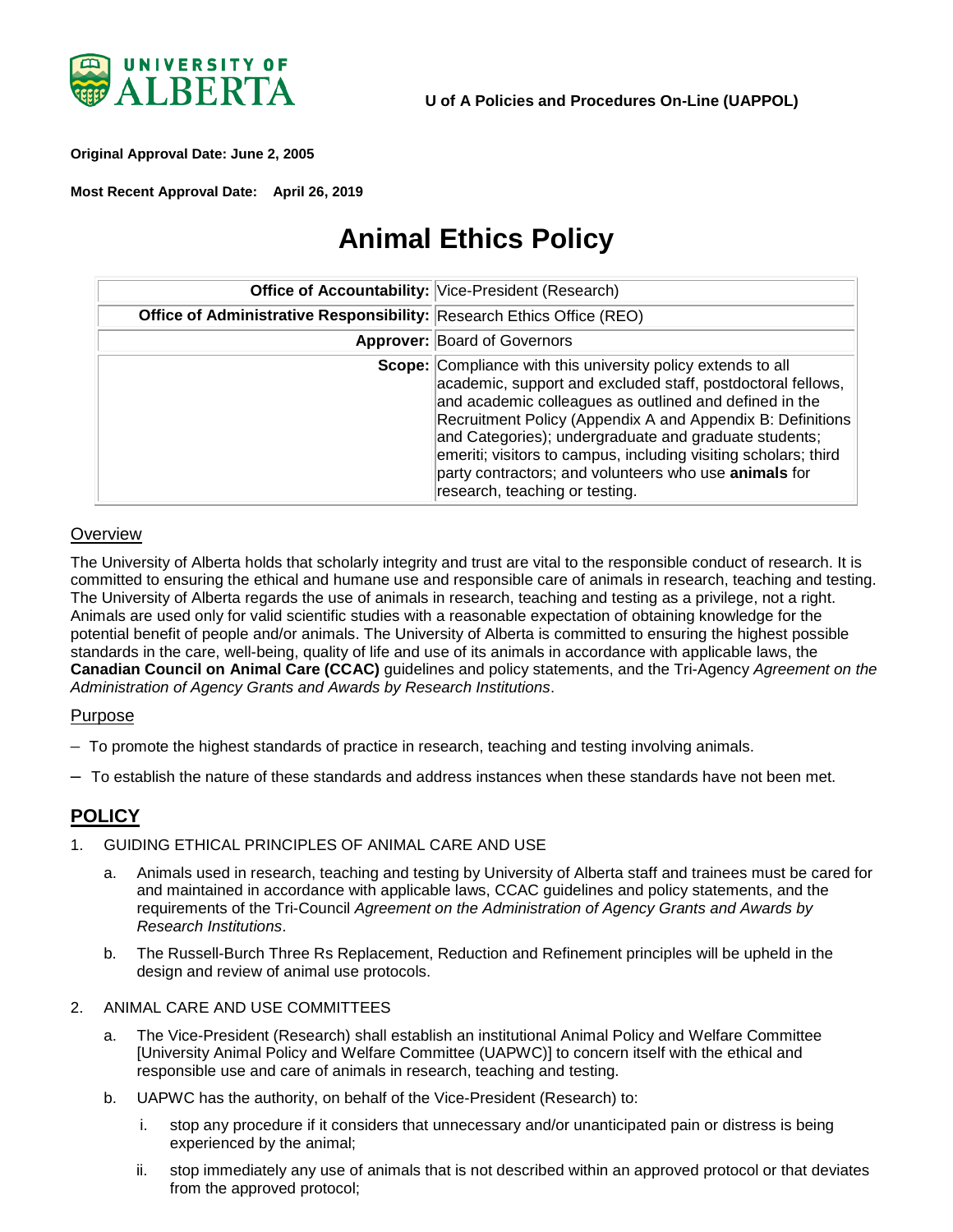UNIVERSITY OF ALBERTA

**U of A Policies and Procedures On-Line (UAPPOL)**

**Original Approval Date: June 2, 2005**

**Most Recent Approval Date: April 26, 2019**

# Animal Ethics Policy

| | |
|---|---|
| **Office of Accountability:** | Vice-President (Research) |
| **Office of Administrative Responsibility:** | Research Ethics Office (REO) |
| **Approver:** | Board of Governors |
| **Scope:** | Compliance with this university policy extends to all academic, support and excluded staff, postdoctoral fellows, and academic colleagues as outlined and defined in the Recruitment Policy (Appendix A and Appendix B: Definitions and Categories); undergraduate and graduate students; emeriti; visitors to campus, including visiting scholars; third party contractors; and volunteers who use **animals** for research, teaching or testing. |

## Overview

The University of Alberta holds that scholarly integrity and trust are vital to the responsible conduct of research. It is committed to ensuring the ethical and humane use and responsible care of animals in research, teaching and testing. The University of Alberta regards the use of animals in research, teaching and testing as a privilege, not a right. Animals are used only for valid scientific studies with a reasonable expectation of obtaining knowledge for the potential benefit of people and/or animals. The University of Alberta is committed to ensuring the highest possible standards in the care, well-being, quality of life and use of its animals in accordance with applicable laws, the **Canadian Council on Animal Care (CCAC)** guidelines and policy statements, and the Tri-Agency *Agreement on the Administration of Agency Grants and Awards by Research Institutions*.

## Purpose

– To promote the highest standards of practice in research, teaching and testing involving animals.

– To establish the nature of these standards and address instances when these standards have not been met.

## POLICY

1. GUIDING ETHICAL PRINCIPLES OF ANIMAL CARE AND USE

   a. Animals used in research, teaching and testing by University of Alberta staff and trainees must be cared for and maintained in accordance with applicable laws, CCAC guidelines and policy statements, and the requirements of the Tri-Council *Agreement on the Administration of Agency Grants and Awards by Research Institutions*.

   b. The Russell-Burch Three Rs Replacement, Reduction and Refinement principles will be upheld in the design and review of animal use protocols.

2. ANIMAL CARE AND USE COMMITTEES

   a. The Vice-President (Research) shall establish an institutional Animal Policy and Welfare Committee [University Animal Policy and Welfare Committee (UAPWC)] to concern itself with the ethical and responsible use and care of animals in research, teaching and testing.

   b. UAPWC has the authority, on behalf of the Vice-President (Research) to:

      i. stop any procedure if it considers that unnecessary and/or unanticipated pain or distress is being experienced by the animal;

      ii. stop immediately any use of animals that is not described within an approved protocol or that deviates from the approved protocol;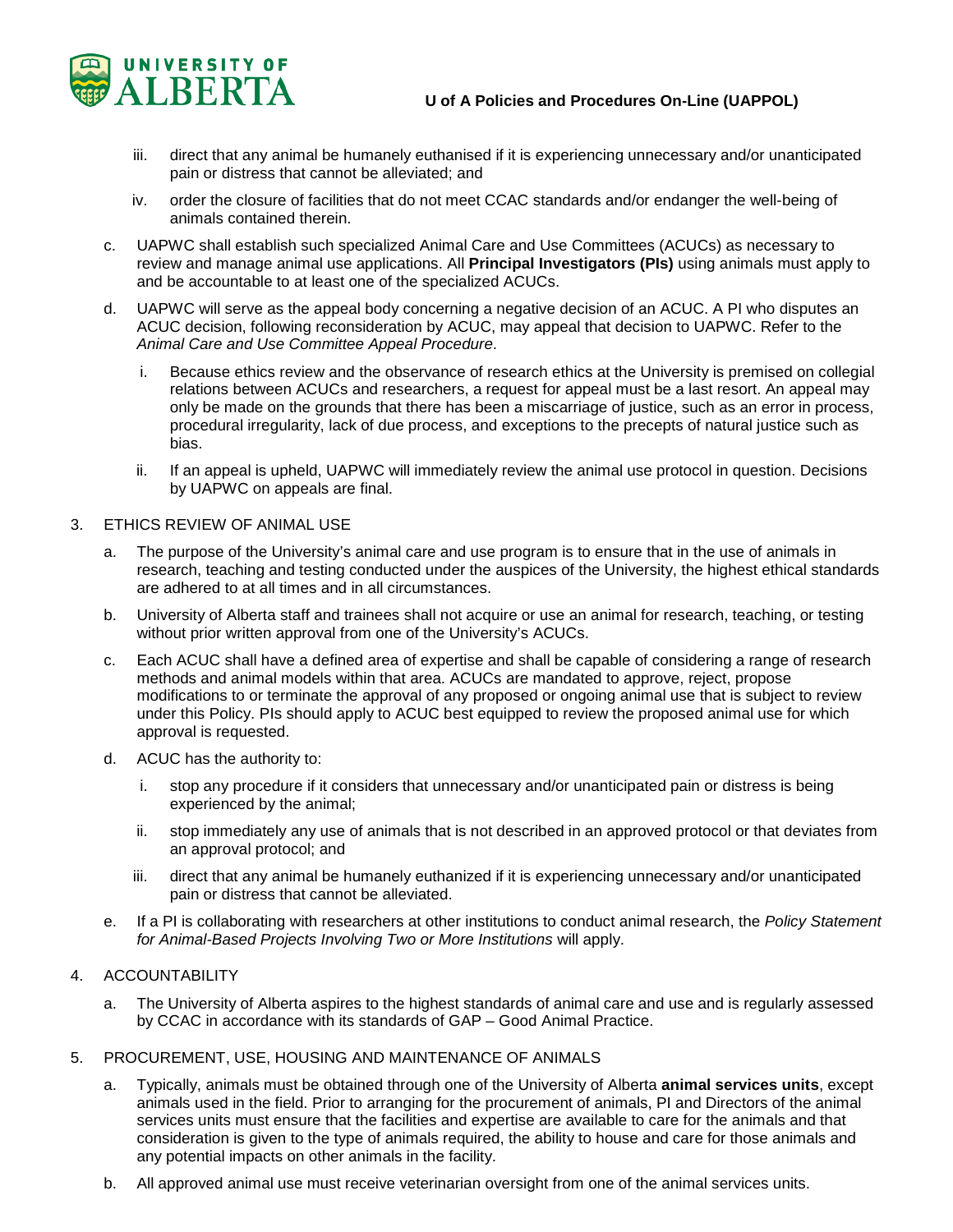iii. direct that any animal be humanely euthanised if it is experiencing unnecessary and/or unanticipated pain or distress that cannot be alleviated; and

iv. order the closure of facilities that do not meet CCAC standards and/or endanger the well-being of animals contained therein.

c. UAPWC shall establish such specialized Animal Care and Use Committees (ACUCs) as necessary to review and manage animal use applications. All **Principal Investigators (PIs)** using animals must apply to and be accountable to at least one of the specialized ACUCs.

d. UAPWC will serve as the appeal body concerning a negative decision of an ACUC. A PI who disputes an ACUC decision, following reconsideration by ACUC, may appeal that decision to UAPWC. Refer to the *Animal Care and Use Committee Appeal Procedure*.

   i. Because ethics review and the observance of research ethics at the University is premised on collegial relations between ACUCs and researchers, a request for appeal must be a last resort. An appeal may only be made on the grounds that there has been a miscarriage of justice, such as an error in process, procedural irregularity, lack of due process, and exceptions to the precepts of natural justice such as bias.

   ii. If an appeal is upheld, UAPWC will immediately review the animal use protocol in question. Decisions by UAPWC on appeals are final.

3. ETHICS REVIEW OF ANIMAL USE

   a. The purpose of the University's animal care and use program is to ensure that in the use of animals in research, teaching and testing conducted under the auspices of the University, the highest ethical standards are adhered to at all times and in all circumstances.

   b. University of Alberta staff and trainees shall not acquire or use an animal for research, teaching, or testing without prior written approval from one of the University's ACUCs.

   c. Each ACUC shall have a defined area of expertise and shall be capable of considering a range of research methods and animal models within that area. ACUCs are mandated to approve, reject, propose modifications to or terminate the approval of any proposed or ongoing animal use that is subject to review under this Policy. PIs should apply to ACUC best equipped to review the proposed animal use for which approval is requested.

   d. ACUC has the authority to:

      i. stop any procedure if it considers that unnecessary and/or unanticipated pain or distress is being experienced by the animal;

      ii. stop immediately any use of animals that is not described in an approved protocol or that deviates from an approval protocol; and

      iii. direct that any animal be humanely euthanized if it is experiencing unnecessary and/or unanticipated pain or distress that cannot be alleviated.

   e. If a PI is collaborating with researchers at other institutions to conduct animal research, the *Policy Statement for Animal-Based Projects Involving Two or More Institutions* will apply.

4. ACCOUNTABILITY

   a. The University of Alberta aspires to the highest standards of animal care and use and is regularly assessed by CCAC in accordance with its standards of GAP – Good Animal Practice.

5. PROCUREMENT, USE, HOUSING AND MAINTENANCE OF ANIMALS

   a. Typically, animals must be obtained through one of the University of Alberta **animal services units**, except animals used in the field. Prior to arranging for the procurement of animals, PI and Directors of the animal services units must ensure that the facilities and expertise are available to care for the animals and that consideration is given to the type of animals required, the ability to house and care for those animals and any potential impacts on other animals in the facility.

   b. All approved animal use must receive veterinarian oversight from one of the animal services units.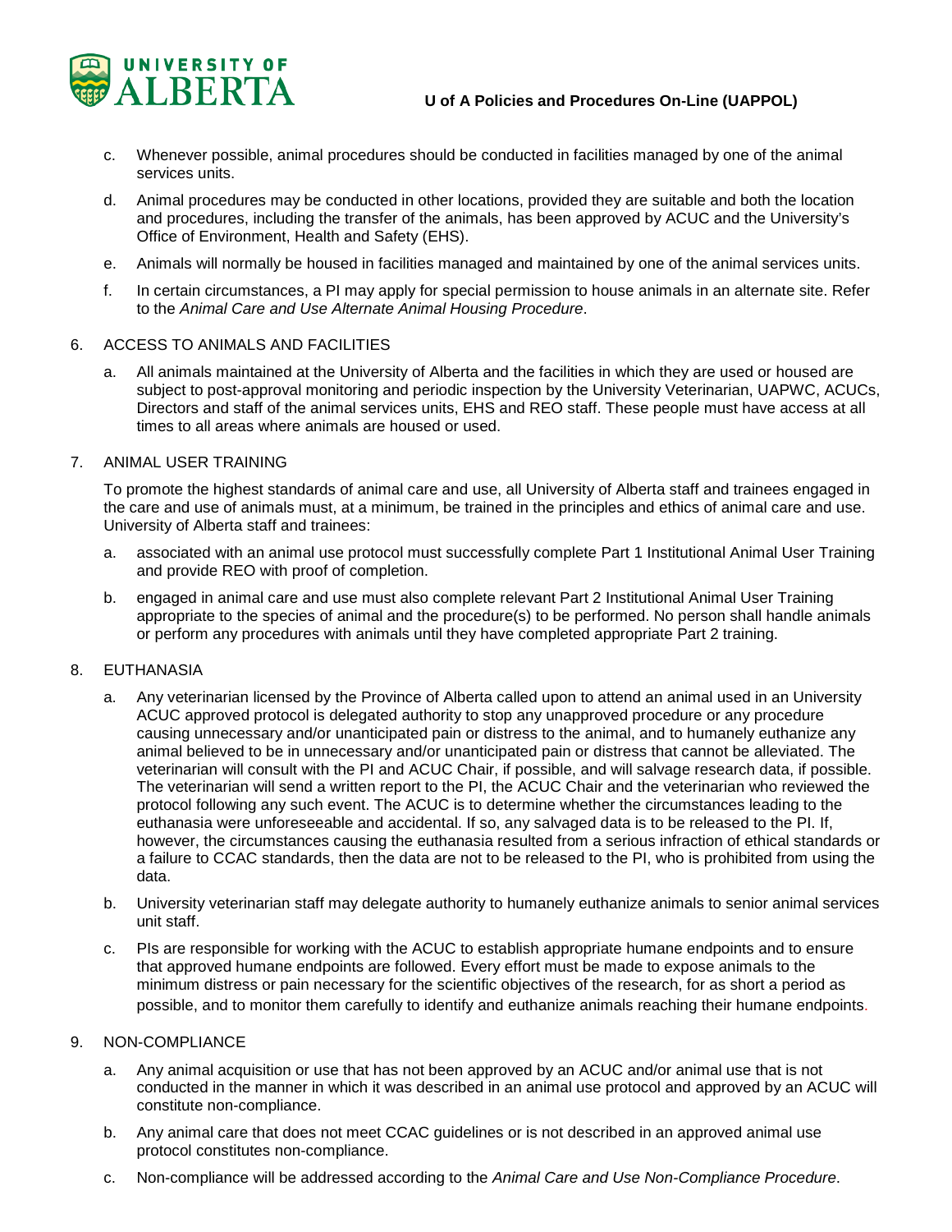c. Whenever possible, animal procedures should be conducted in facilities managed by one of the animal services units.

d. Animal procedures may be conducted in other locations, provided they are suitable and both the location and procedures, including the transfer of the animals, has been approved by ACUC and the University's Office of Environment, Health and Safety (EHS).

e. Animals will normally be housed in facilities managed and maintained by one of the animal services units.

f. In certain circumstances, a PI may apply for special permission to house animals in an alternate site. Refer to the *Animal Care and Use Alternate Animal Housing Procedure*.

6. ACCESS TO ANIMALS AND FACILITIES

   a. All animals maintained at the University of Alberta and the facilities in which they are used or housed are subject to post-approval monitoring and periodic inspection by the University Veterinarian, UAPWC, ACUCs, Directors and staff of the animal services units, EHS and REO staff. These people must have access at all times to all areas where animals are housed or used.

7. ANIMAL USER TRAINING

   To promote the highest standards of animal care and use, all University of Alberta staff and trainees engaged in the care and use of animals must, at a minimum, be trained in the principles and ethics of animal care and use. University of Alberta staff and trainees:

   a. associated with an animal use protocol must successfully complete Part 1 Institutional Animal User Training and provide REO with proof of completion.

   b. engaged in animal care and use must also complete relevant Part 2 Institutional Animal User Training appropriate to the species of animal and the procedure(s) to be performed. No person shall handle animals or perform any procedures with animals until they have completed appropriate Part 2 training.

8. EUTHANASIA

   a. Any veterinarian licensed by the Province of Alberta called upon to attend an animal used in an University ACUC approved protocol is delegated authority to stop any unapproved procedure or any procedure causing unnecessary and/or unanticipated pain or distress to the animal, and to humanely euthanize any animal believed to be in unnecessary and/or unanticipated pain or distress that cannot be alleviated. The veterinarian will consult with the PI and ACUC Chair, if possible, and will salvage research data, if possible. The veterinarian will send a written report to the PI, the ACUC Chair and the veterinarian who reviewed the protocol following any such event. The ACUC is to determine whether the circumstances leading to the euthanasia were unforeseeable and accidental. If so, any salvaged data is to be released to the PI. If, however, the circumstances causing the euthanasia resulted from a serious infraction of ethical standards or a failure to CCAC standards, then the data are not to be released to the PI, who is prohibited from using the data.

   b. University veterinarian staff may delegate authority to humanely euthanize animals to senior animal services unit staff.

   c. PIs are responsible for working with the ACUC to establish appropriate humane endpoints and to ensure that approved humane endpoints are followed. Every effort must be made to expose animals to the minimum distress or pain necessary for the scientific objectives of the research, for as short a period as possible, and to monitor them carefully to identify and euthanize animals reaching their humane endpoints.

9. NON-COMPLIANCE

   a. Any animal acquisition or use that has not been approved by an ACUC and/or animal use that is not conducted in the manner in which it was described in an animal use protocol and approved by an ACUC will constitute non-compliance.

   b. Any animal care that does not meet CCAC guidelines or is not described in an approved animal use protocol constitutes non-compliance.

   c. Non-compliance will be addressed according to the *Animal Care and Use Non-Compliance Procedure*.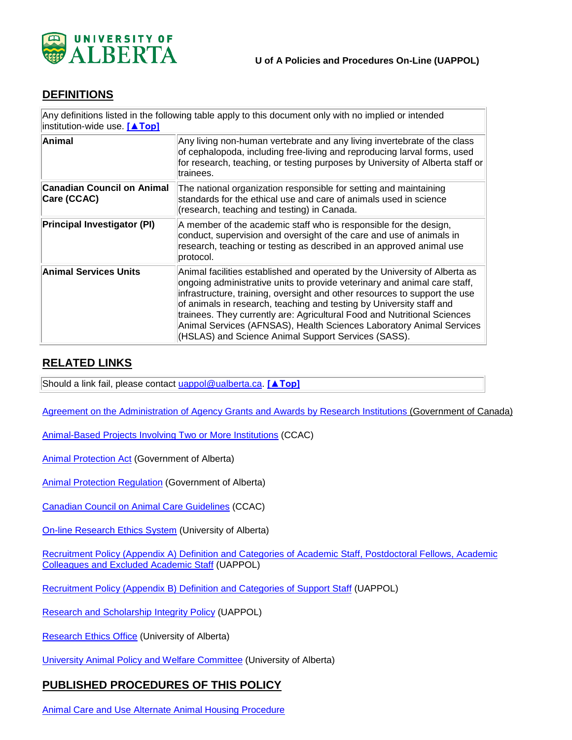## DEFINITIONS

| Any definitions listed in the following table apply to this document only with no implied or intended institution-wide use. [▲Top] | |
|---|---|
| **Animal** | Any living non-human vertebrate and any living invertebrate of the class of cephalopoda, including free-living and reproducing larval forms, used for research, teaching, or testing purposes by University of Alberta staff or trainees. |
| **Canadian Council on Animal Care (CCAC)** | The national organization responsible for setting and maintaining standards for the ethical use and care of animals used in science (research, teaching and testing) in Canada. |
| **Principal Investigator (PI)** | A member of the academic staff who is responsible for the design, conduct, supervision and oversight of the care and use of animals in research, teaching or testing as described in an approved animal use protocol. |
| **Animal Services Units** | Animal facilities established and operated by the University of Alberta as ongoing administrative units to provide veterinary and animal care staff, infrastructure, training, oversight and other resources to support the use of animals in research, teaching and testing by University staff and trainees. They currently are: Agricultural Food and Nutritional Sciences Animal Services (AFNSAS), Health Sciences Laboratory Animal Services (HSLAS) and Science Animal Support Services (SASS). |

## RELATED LINKS

Should a link fail, please contact uappol@ualberta.ca. [▲Top]

Agreement on the Administration of Agency Grants and Awards by Research Institutions (Government of Canada)

Animal-Based Projects Involving Two or More Institutions (CCAC)

Animal Protection Act (Government of Alberta)

Animal Protection Regulation (Government of Alberta)

Canadian Council on Animal Care Guidelines (CCAC)

On-line Research Ethics System (University of Alberta)

Recruitment Policy (Appendix A) Definition and Categories of Academic Staff, Postdoctoral Fellows, Academic Colleagues and Excluded Academic Staff (UAPPOL)

Recruitment Policy (Appendix B) Definition and Categories of Support Staff (UAPPOL)

Research and Scholarship Integrity Policy (UAPPOL)

Research Ethics Office (University of Alberta)

University Animal Policy and Welfare Committee (University of Alberta)

## PUBLISHED PROCEDURES OF THIS POLICY

Animal Care and Use Alternate Animal Housing Procedure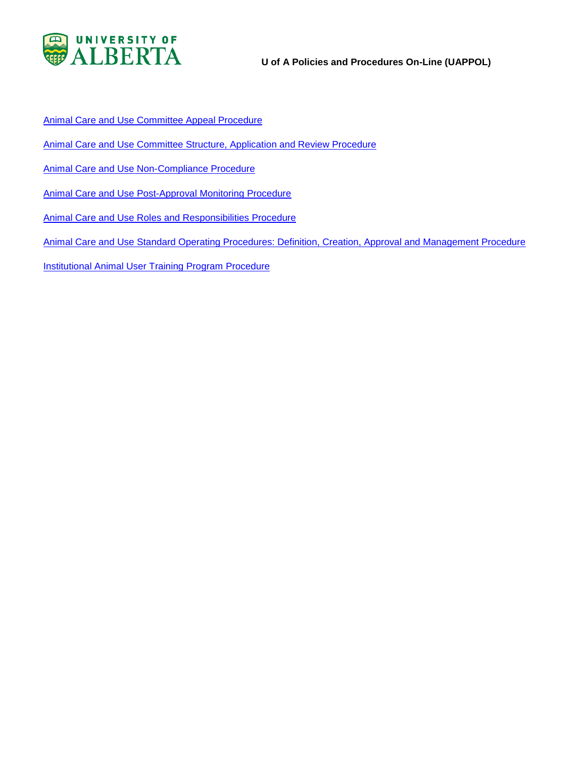U of A Policies and Procedures On-Line (UAPPOL)

Animal Care and Use Committee Appeal Procedure

Animal Care and Use Committee Structure, Application and Review Procedure

Animal Care and Use Non-Compliance Procedure

Animal Care and Use Post-Approval Monitoring Procedure

Animal Care and Use Roles and Responsibilities Procedure

Animal Care and Use Standard Operating Procedures: Definition, Creation, Approval and Management Procedure

Institutional Animal User Training Program Procedure